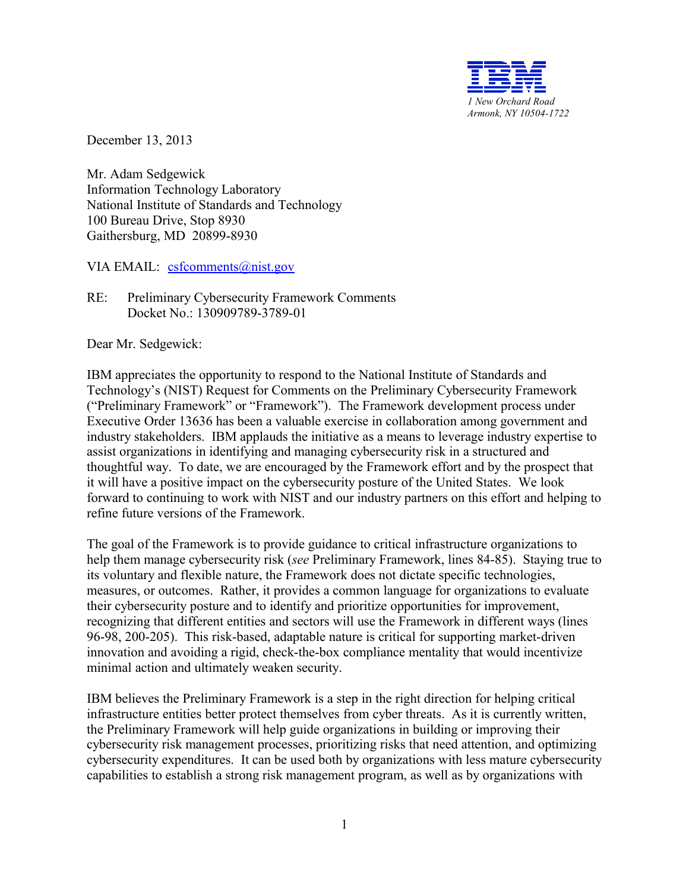IBM

*1 New Orchard Road*
*Armonk, NY 10504-1722*

December 13, 2013

Mr. Adam Sedgewick
Information Technology Laboratory
National Institute of Standards and Technology
100 Bureau Drive, Stop 8930
Gaithersburg, MD 20899-8930

VIA EMAIL: csfcomments@nist.gov

RE: Preliminary Cybersecurity Framework Comments
Docket No.: 130909789-3789-01

Dear Mr. Sedgewick:

IBM appreciates the opportunity to respond to the National Institute of Standards and Technology's (NIST) Request for Comments on the Preliminary Cybersecurity Framework ("Preliminary Framework" or "Framework"). The Framework development process under Executive Order 13636 has been a valuable exercise in collaboration among government and industry stakeholders. IBM applauds the initiative as a means to leverage industry expertise to assist organizations in identifying and managing cybersecurity risk in a structured and thoughtful way. To date, we are encouraged by the Framework effort and by the prospect that it will have a positive impact on the cybersecurity posture of the United States. We look forward to continuing to work with NIST and our industry partners on this effort and helping to refine future versions of the Framework.

The goal of the Framework is to provide guidance to critical infrastructure organizations to help them manage cybersecurity risk (*see* Preliminary Framework, lines 84-85). Staying true to its voluntary and flexible nature, the Framework does not dictate specific technologies, measures, or outcomes. Rather, it provides a common language for organizations to evaluate their cybersecurity posture and to identify and prioritize opportunities for improvement, recognizing that different entities and sectors will use the Framework in different ways (lines 96-98, 200-205). This risk-based, adaptable nature is critical for supporting market-driven innovation and avoiding a rigid, check-the-box compliance mentality that would incentivize minimal action and ultimately weaken security.

IBM believes the Preliminary Framework is a step in the right direction for helping critical infrastructure entities better protect themselves from cyber threats. As it is currently written, the Preliminary Framework will help guide organizations in building or improving their cybersecurity risk management processes, prioritizing risks that need attention, and optimizing cybersecurity expenditures. It can be used both by organizations with less mature cybersecurity capabilities to establish a strong risk management program, as well as by organizations with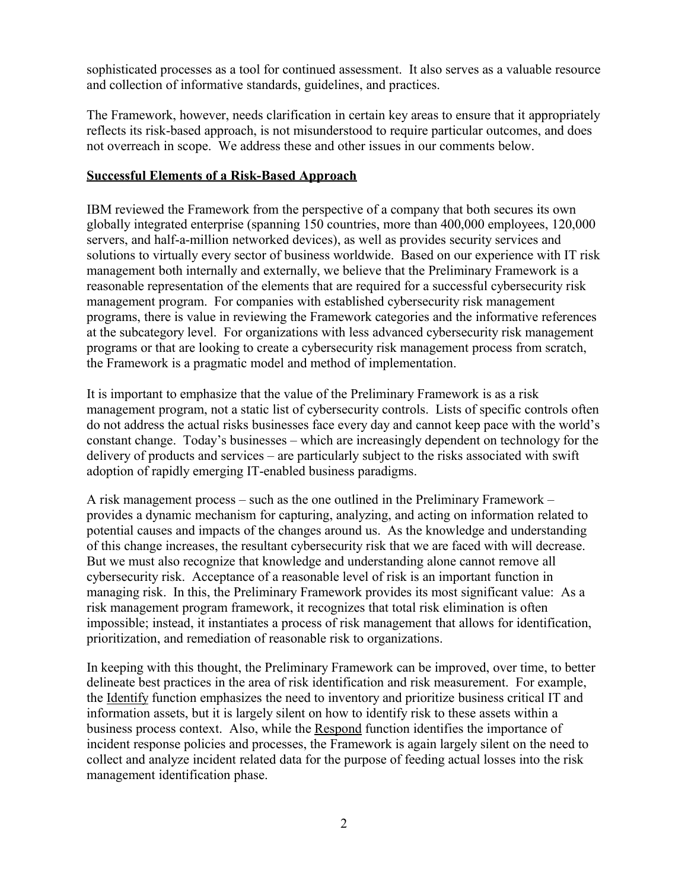sophisticated processes as a tool for continued assessment. It also serves as a valuable resource and collection of informative standards, guidelines, and practices.

The Framework, however, needs clarification in certain key areas to ensure that it appropriately reflects its risk-based approach, is not misunderstood to require particular outcomes, and does not overreach in scope. We address these and other issues in our comments below.

## Successful Elements of a Risk-Based Approach

IBM reviewed the Framework from the perspective of a company that both secures its own globally integrated enterprise (spanning 150 countries, more than 400,000 employees, 120,000 servers, and half-a-million networked devices), as well as provides security services and solutions to virtually every sector of business worldwide. Based on our experience with IT risk management both internally and externally, we believe that the Preliminary Framework is a reasonable representation of the elements that are required for a successful cybersecurity risk management program. For companies with established cybersecurity risk management programs, there is value in reviewing the Framework categories and the informative references at the subcategory level. For organizations with less advanced cybersecurity risk management programs or that are looking to create a cybersecurity risk management process from scratch, the Framework is a pragmatic model and method of implementation.

It is important to emphasize that the value of the Preliminary Framework is as a risk management program, not a static list of cybersecurity controls. Lists of specific controls often do not address the actual risks businesses face every day and cannot keep pace with the world's constant change. Today's businesses – which are increasingly dependent on technology for the delivery of products and services – are particularly subject to the risks associated with swift adoption of rapidly emerging IT-enabled business paradigms.

A risk management process – such as the one outlined in the Preliminary Framework – provides a dynamic mechanism for capturing, analyzing, and acting on information related to potential causes and impacts of the changes around us. As the knowledge and understanding of this change increases, the resultant cybersecurity risk that we are faced with will decrease. But we must also recognize that knowledge and understanding alone cannot remove all cybersecurity risk. Acceptance of a reasonable level of risk is an important function in managing risk. In this, the Preliminary Framework provides its most significant value: As a risk management program framework, it recognizes that total risk elimination is often impossible; instead, it instantiates a process of risk management that allows for identification, prioritization, and remediation of reasonable risk to organizations.

In keeping with this thought, the Preliminary Framework can be improved, over time, to better delineate best practices in the area of risk identification and risk measurement. For example, the Identify function emphasizes the need to inventory and prioritize business critical IT and information assets, but it is largely silent on how to identify risk to these assets within a business process context. Also, while the Respond function identifies the importance of incident response policies and processes, the Framework is again largely silent on the need to collect and analyze incident related data for the purpose of feeding actual losses into the risk management identification phase.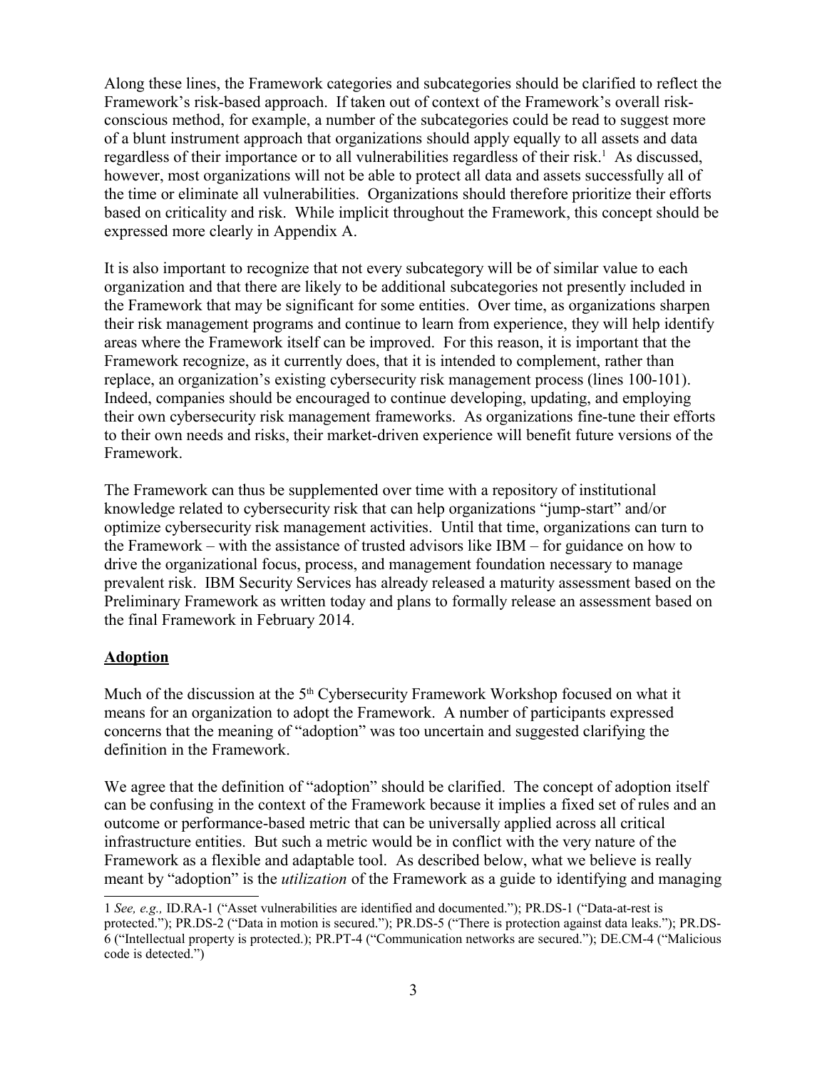Along these lines, the Framework categories and subcategories should be clarified to reflect the Framework's risk-based approach. If taken out of context of the Framework's overall risk-conscious method, for example, a number of the subcategories could be read to suggest more of a blunt instrument approach that organizations should apply equally to all assets and data regardless of their importance or to all vulnerabilities regardless of their risk.[1] As discussed, however, most organizations will not be able to protect all data and assets successfully all of the time or eliminate all vulnerabilities. Organizations should therefore prioritize their efforts based on criticality and risk. While implicit throughout the Framework, this concept should be expressed more clearly in Appendix A.

It is also important to recognize that not every subcategory will be of similar value to each organization and that there are likely to be additional subcategories not presently included in the Framework that may be significant for some entities. Over time, as organizations sharpen their risk management programs and continue to learn from experience, they will help identify areas where the Framework itself can be improved. For this reason, it is important that the Framework recognize, as it currently does, that it is intended to complement, rather than replace, an organization's existing cybersecurity risk management process (lines 100-101). Indeed, companies should be encouraged to continue developing, updating, and employing their own cybersecurity risk management frameworks. As organizations fine-tune their efforts to their own needs and risks, their market-driven experience will benefit future versions of the Framework.

The Framework can thus be supplemented over time with a repository of institutional knowledge related to cybersecurity risk that can help organizations "jump-start" and/or optimize cybersecurity risk management activities. Until that time, organizations can turn to the Framework – with the assistance of trusted advisors like IBM – for guidance on how to drive the organizational focus, process, and management foundation necessary to manage prevalent risk. IBM Security Services has already released a maturity assessment based on the Preliminary Framework as written today and plans to formally release an assessment based on the final Framework in February 2014.

**Adoption**

Much of the discussion at the 5th Cybersecurity Framework Workshop focused on what it means for an organization to adopt the Framework. A number of participants expressed concerns that the meaning of "adoption" was too uncertain and suggested clarifying the definition in the Framework.

We agree that the definition of "adoption" should be clarified. The concept of adoption itself can be confusing in the context of the Framework because it implies a fixed set of rules and an outcome or performance-based metric that can be universally applied across all critical infrastructure entities. But such a metric would be in conflict with the very nature of the Framework as a flexible and adaptable tool. As described below, what we believe is really meant by "adoption" is the *utilization* of the Framework as a guide to identifying and managing

---

[1] *See, e.g.,* ID.RA-1 ("Asset vulnerabilities are identified and documented."); PR.DS-1 ("Data-at-rest is protected."); PR.DS-2 ("Data in motion is secured."); PR.DS-5 ("There is protection against data leaks."); PR.DS-6 ("Intellectual property is protected.); PR.PT-4 ("Communication networks are secured."); DE.CM-4 ("Malicious code is detected.")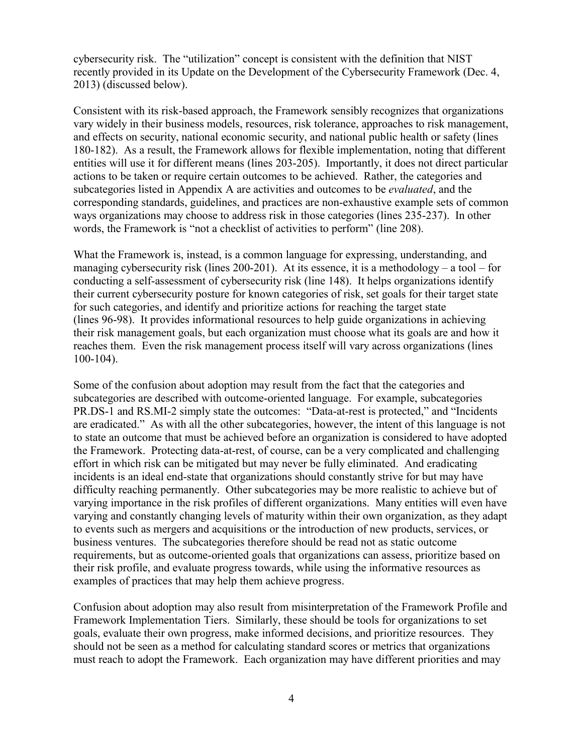cybersecurity risk. The "utilization" concept is consistent with the definition that NIST recently provided in its Update on the Development of the Cybersecurity Framework (Dec. 4, 2013) (discussed below).

Consistent with its risk-based approach, the Framework sensibly recognizes that organizations vary widely in their business models, resources, risk tolerance, approaches to risk management, and effects on security, national economic security, and national public health or safety (lines 180-182). As a result, the Framework allows for flexible implementation, noting that different entities will use it for different means (lines 203-205). Importantly, it does not direct particular actions to be taken or require certain outcomes to be achieved. Rather, the categories and subcategories listed in Appendix A are activities and outcomes to be *evaluated*, and the corresponding standards, guidelines, and practices are non-exhaustive example sets of common ways organizations may choose to address risk in those categories (lines 235-237). In other words, the Framework is "not a checklist of activities to perform" (line 208).

What the Framework is, instead, is a common language for expressing, understanding, and managing cybersecurity risk (lines 200-201). At its essence, it is a methodology – a tool – for conducting a self-assessment of cybersecurity risk (line 148). It helps organizations identify their current cybersecurity posture for known categories of risk, set goals for their target state for such categories, and identify and prioritize actions for reaching the target state (lines 96-98). It provides informational resources to help guide organizations in achieving their risk management goals, but each organization must choose what its goals are and how it reaches them. Even the risk management process itself will vary across organizations (lines 100-104).

Some of the confusion about adoption may result from the fact that the categories and subcategories are described with outcome-oriented language. For example, subcategories PR.DS-1 and RS.MI-2 simply state the outcomes: "Data-at-rest is protected," and "Incidents are eradicated." As with all the other subcategories, however, the intent of this language is not to state an outcome that must be achieved before an organization is considered to have adopted the Framework. Protecting data-at-rest, of course, can be a very complicated and challenging effort in which risk can be mitigated but may never be fully eliminated. And eradicating incidents is an ideal end-state that organizations should constantly strive for but may have difficulty reaching permanently. Other subcategories may be more realistic to achieve but of varying importance in the risk profiles of different organizations. Many entities will even have varying and constantly changing levels of maturity within their own organization, as they adapt to events such as mergers and acquisitions or the introduction of new products, services, or business ventures. The subcategories therefore should be read not as static outcome requirements, but as outcome-oriented goals that organizations can assess, prioritize based on their risk profile, and evaluate progress towards, while using the informative resources as examples of practices that may help them achieve progress.

Confusion about adoption may also result from misinterpretation of the Framework Profile and Framework Implementation Tiers. Similarly, these should be tools for organizations to set goals, evaluate their own progress, make informed decisions, and prioritize resources. They should not be seen as a method for calculating standard scores or metrics that organizations must reach to adopt the Framework. Each organization may have different priorities and may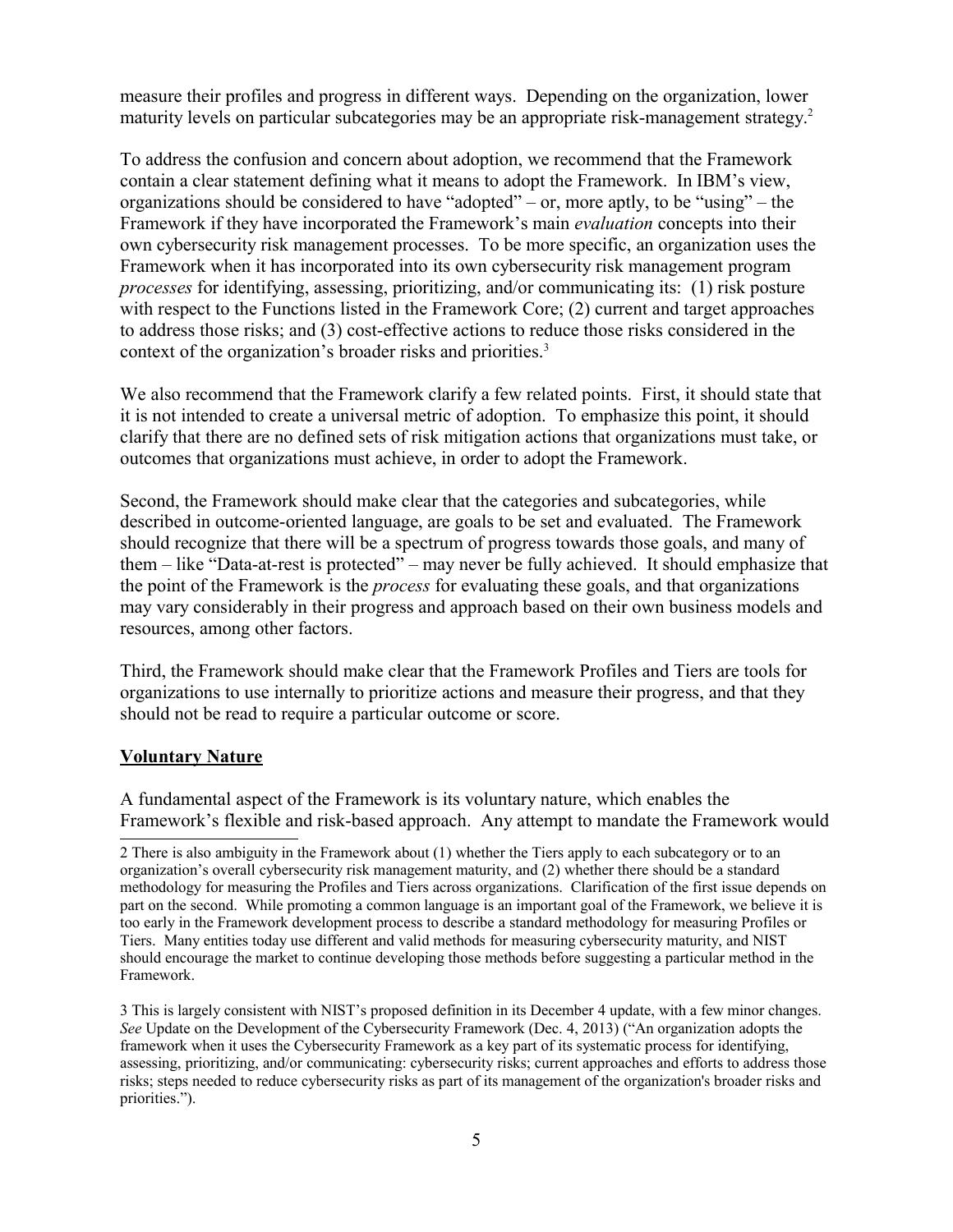measure their profiles and progress in different ways. Depending on the organization, lower maturity levels on particular subcategories may be an appropriate risk-management strategy.[2]

To address the confusion and concern about adoption, we recommend that the Framework contain a clear statement defining what it means to adopt the Framework. In IBM's view, organizations should be considered to have "adopted" – or, more aptly, to be "using" – the Framework if they have incorporated the Framework's main *evaluation* concepts into their own cybersecurity risk management processes. To be more specific, an organization uses the Framework when it has incorporated into its own cybersecurity risk management program *processes* for identifying, assessing, prioritizing, and/or communicating its: (1) risk posture with respect to the Functions listed in the Framework Core; (2) current and target approaches to address those risks; and (3) cost-effective actions to reduce those risks considered in the context of the organization's broader risks and priorities.[3]

We also recommend that the Framework clarify a few related points. First, it should state that it is not intended to create a universal metric of adoption. To emphasize this point, it should clarify that there are no defined sets of risk mitigation actions that organizations must take, or outcomes that organizations must achieve, in order to adopt the Framework.

Second, the Framework should make clear that the categories and subcategories, while described in outcome-oriented language, are goals to be set and evaluated. The Framework should recognize that there will be a spectrum of progress towards those goals, and many of them – like "Data-at-rest is protected" – may never be fully achieved. It should emphasize that the point of the Framework is the *process* for evaluating these goals, and that organizations may vary considerably in their progress and approach based on their own business models and resources, among other factors.

Third, the Framework should make clear that the Framework Profiles and Tiers are tools for organizations to use internally to prioritize actions and measure their progress, and that they should not be read to require a particular outcome or score.

**Voluntary Nature**

A fundamental aspect of the Framework is its voluntary nature, which enables the Framework's flexible and risk-based approach. Any attempt to mandate the Framework would

---

2 There is also ambiguity in the Framework about (1) whether the Tiers apply to each subcategory or to an organization's overall cybersecurity risk management maturity, and (2) whether there should be a standard methodology for measuring the Profiles and Tiers across organizations. Clarification of the first issue depends on part on the second. While promoting a common language is an important goal of the Framework, we believe it is too early in the Framework development process to describe a standard methodology for measuring Profiles or Tiers. Many entities today use different and valid methods for measuring cybersecurity maturity, and NIST should encourage the market to continue developing those methods before suggesting a particular method in the Framework.

3 This is largely consistent with NIST's proposed definition in its December 4 update, with a few minor changes. *See* Update on the Development of the Cybersecurity Framework (Dec. 4, 2013) ("An organization adopts the framework when it uses the Cybersecurity Framework as a key part of its systematic process for identifying, assessing, prioritizing, and/or communicating: cybersecurity risks; current approaches and efforts to address those risks; steps needed to reduce cybersecurity risks as part of its management of the organization's broader risks and priorities.").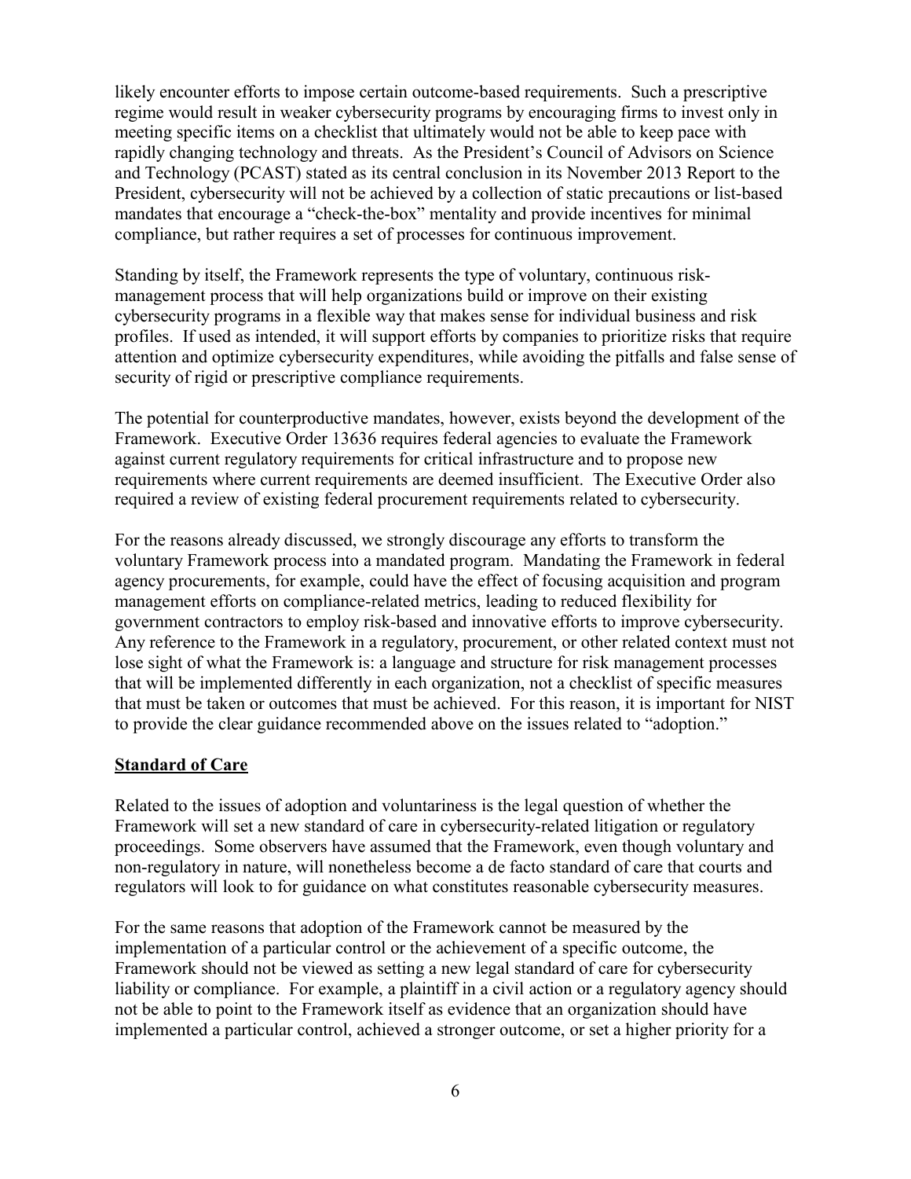likely encounter efforts to impose certain outcome-based requirements. Such a prescriptive regime would result in weaker cybersecurity programs by encouraging firms to invest only in meeting specific items on a checklist that ultimately would not be able to keep pace with rapidly changing technology and threats. As the President's Council of Advisors on Science and Technology (PCAST) stated as its central conclusion in its November 2013 Report to the President, cybersecurity will not be achieved by a collection of static precautions or list-based mandates that encourage a "check-the-box" mentality and provide incentives for minimal compliance, but rather requires a set of processes for continuous improvement.

Standing by itself, the Framework represents the type of voluntary, continuous risk-management process that will help organizations build or improve on their existing cybersecurity programs in a flexible way that makes sense for individual business and risk profiles. If used as intended, it will support efforts by companies to prioritize risks that require attention and optimize cybersecurity expenditures, while avoiding the pitfalls and false sense of security of rigid or prescriptive compliance requirements.

The potential for counterproductive mandates, however, exists beyond the development of the Framework. Executive Order 13636 requires federal agencies to evaluate the Framework against current regulatory requirements for critical infrastructure and to propose new requirements where current requirements are deemed insufficient. The Executive Order also required a review of existing federal procurement requirements related to cybersecurity.

For the reasons already discussed, we strongly discourage any efforts to transform the voluntary Framework process into a mandated program. Mandating the Framework in federal agency procurements, for example, could have the effect of focusing acquisition and program management efforts on compliance-related metrics, leading to reduced flexibility for government contractors to employ risk-based and innovative efforts to improve cybersecurity. Any reference to the Framework in a regulatory, procurement, or other related context must not lose sight of what the Framework is: a language and structure for risk management processes that will be implemented differently in each organization, not a checklist of specific measures that must be taken or outcomes that must be achieved. For this reason, it is important for NIST to provide the clear guidance recommended above on the issues related to "adoption."

## Standard of Care

Related to the issues of adoption and voluntariness is the legal question of whether the Framework will set a new standard of care in cybersecurity-related litigation or regulatory proceedings. Some observers have assumed that the Framework, even though voluntary and non-regulatory in nature, will nonetheless become a de facto standard of care that courts and regulators will look to for guidance on what constitutes reasonable cybersecurity measures.

For the same reasons that adoption of the Framework cannot be measured by the implementation of a particular control or the achievement of a specific outcome, the Framework should not be viewed as setting a new legal standard of care for cybersecurity liability or compliance. For example, a plaintiff in a civil action or a regulatory agency should not be able to point to the Framework itself as evidence that an organization should have implemented a particular control, achieved a stronger outcome, or set a higher priority for a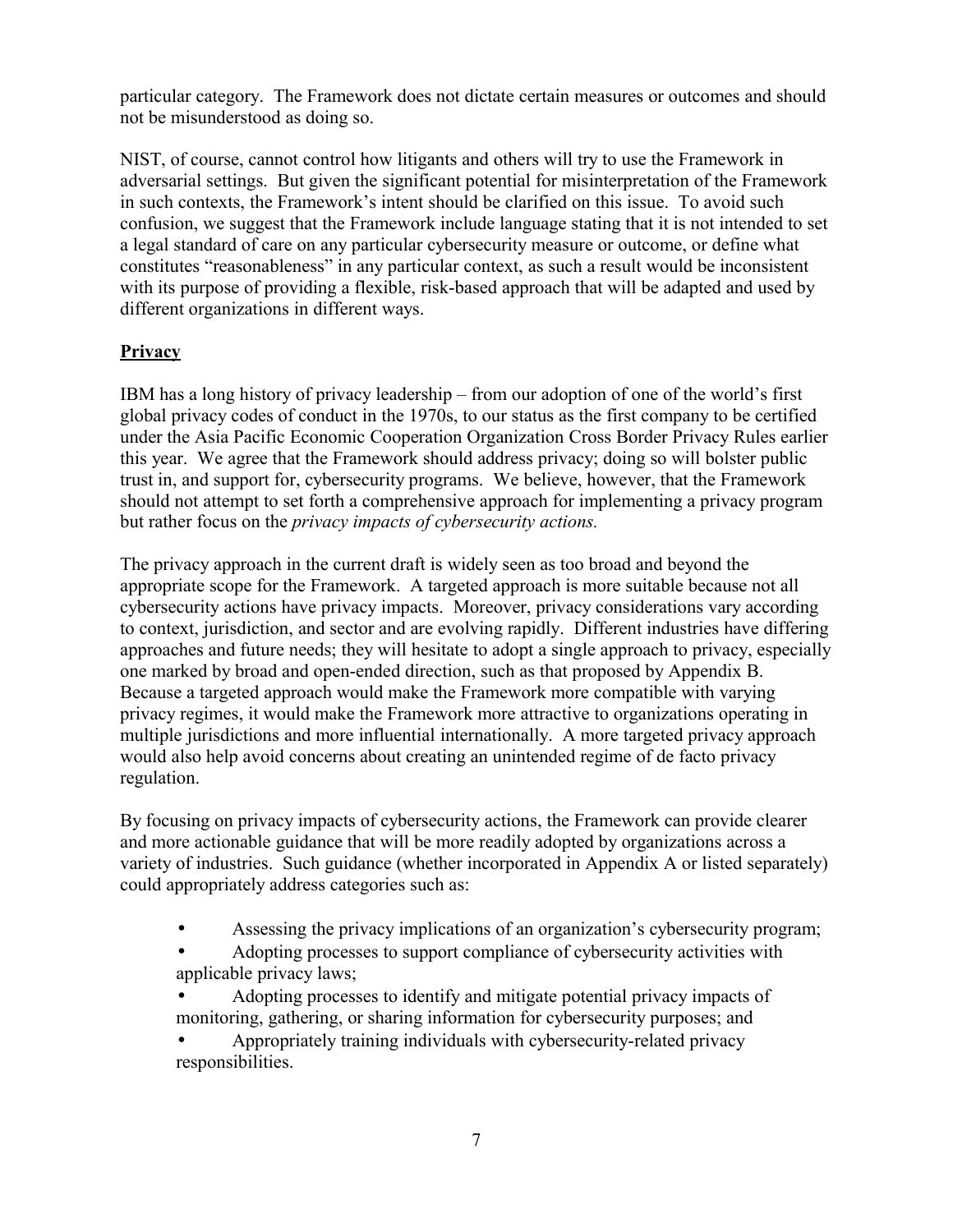particular category. The Framework does not dictate certain measures or outcomes and should not be misunderstood as doing so.

NIST, of course, cannot control how litigants and others will try to use the Framework in adversarial settings. But given the significant potential for misinterpretation of the Framework in such contexts, the Framework's intent should be clarified on this issue. To avoid such confusion, we suggest that the Framework include language stating that it is not intended to set a legal standard of care on any particular cybersecurity measure or outcome, or define what constitutes "reasonableness" in any particular context, as such a result would be inconsistent with its purpose of providing a flexible, risk-based approach that will be adapted and used by different organizations in different ways.

## Privacy

IBM has a long history of privacy leadership – from our adoption of one of the world's first global privacy codes of conduct in the 1970s, to our status as the first company to be certified under the Asia Pacific Economic Cooperation Organization Cross Border Privacy Rules earlier this year. We agree that the Framework should address privacy; doing so will bolster public trust in, and support for, cybersecurity programs. We believe, however, that the Framework should not attempt to set forth a comprehensive approach for implementing a privacy program but rather focus on the *privacy impacts of cybersecurity actions.*

The privacy approach in the current draft is widely seen as too broad and beyond the appropriate scope for the Framework. A targeted approach is more suitable because not all cybersecurity actions have privacy impacts. Moreover, privacy considerations vary according to context, jurisdiction, and sector and are evolving rapidly. Different industries have differing approaches and future needs; they will hesitate to adopt a single approach to privacy, especially one marked by broad and open-ended direction, such as that proposed by Appendix B. Because a targeted approach would make the Framework more compatible with varying privacy regimes, it would make the Framework more attractive to organizations operating in multiple jurisdictions and more influential internationally. A more targeted privacy approach would also help avoid concerns about creating an unintended regime of de facto privacy regulation.

By focusing on privacy impacts of cybersecurity actions, the Framework can provide clearer and more actionable guidance that will be more readily adopted by organizations across a variety of industries. Such guidance (whether incorporated in Appendix A or listed separately) could appropriately address categories such as:

- Assessing the privacy implications of an organization's cybersecurity program;
- Adopting processes to support compliance of cybersecurity activities with applicable privacy laws;
- Adopting processes to identify and mitigate potential privacy impacts of monitoring, gathering, or sharing information for cybersecurity purposes; and
- Appropriately training individuals with cybersecurity-related privacy responsibilities.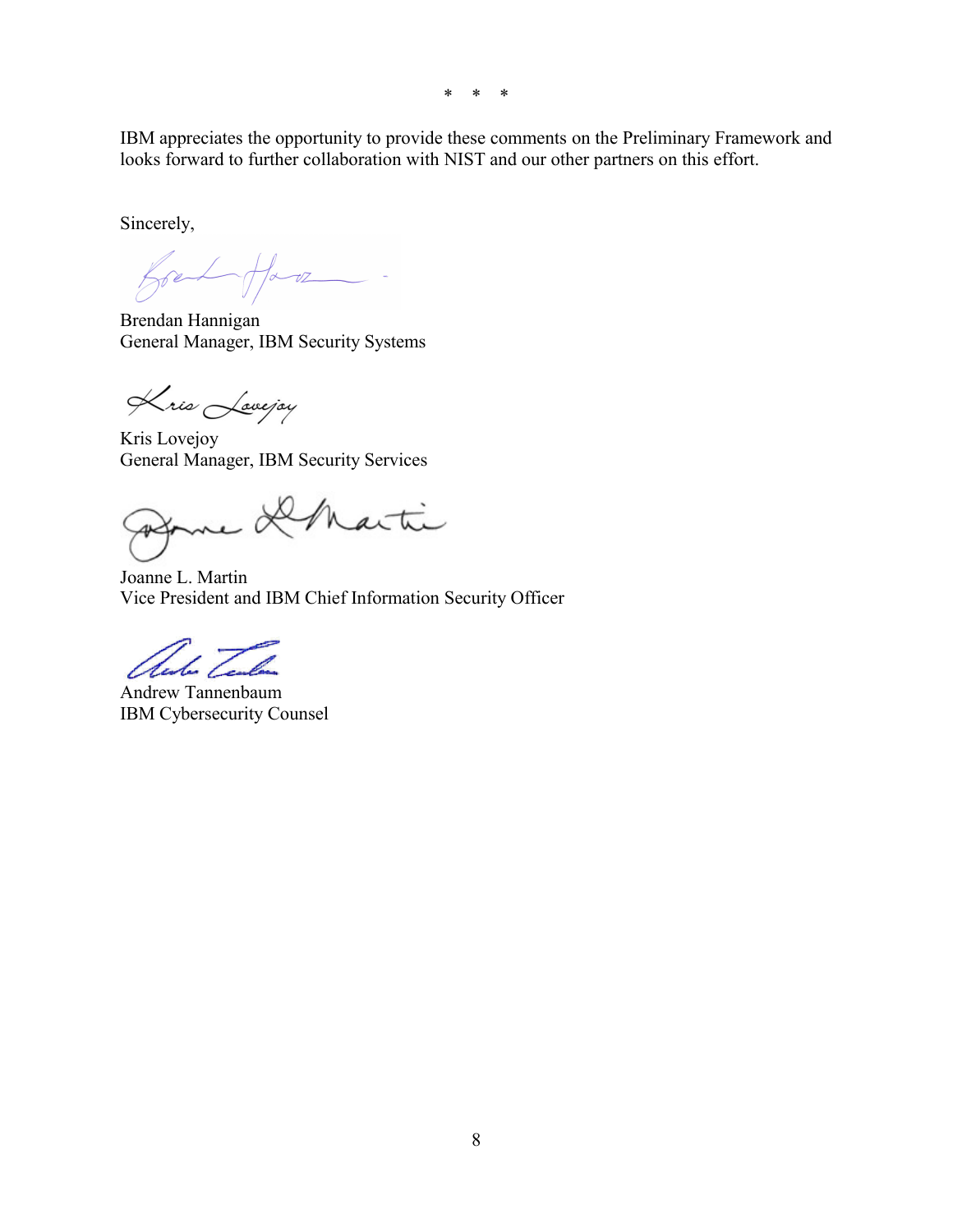\* \* \*

IBM appreciates the opportunity to provide these comments on the Preliminary Framework and looks forward to further collaboration with NIST and our other partners on this effort.

Sincerely,

Brendan Hannigan
General Manager, IBM Security Systems

Kris Lovejoy
General Manager, IBM Security Services

Joanne L. Martin
Vice President and IBM Chief Information Security Officer

Andrew Tannenbaum
IBM Cybersecurity Counsel